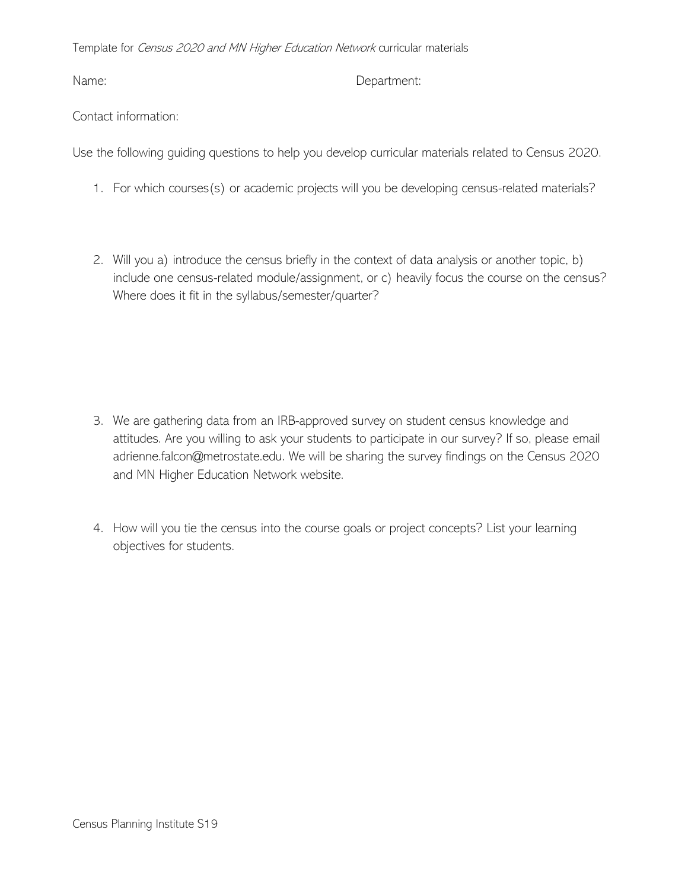Template for *Census 2020 and MN Higher Education Network* curricular materials

Name: Department:

Contact information:

Use the following guiding questions to help you develop curricular materials related to Census 2020.

1. For which courses(s) or academic projects will you be developing census-related materials?

2. Will you a) introduce the census briefly in the context of data analysis or another topic, b) include one census-related module/assignment, or c) heavily focus the course on the census? Where does it fit in the syllabus/semester/quarter?

3. We are gathering data from an IRB-approved survey on student census knowledge and attitudes. Are you willing to ask your students to participate in our survey? If so, please email adrienne.falcon@metrostate.edu. We will be sharing the survey findings on the Census 2020 and MN Higher Education Network website.

4. How will you tie the census into the course goals or project concepts? List your learning objectives for students.

Census Planning Institute S19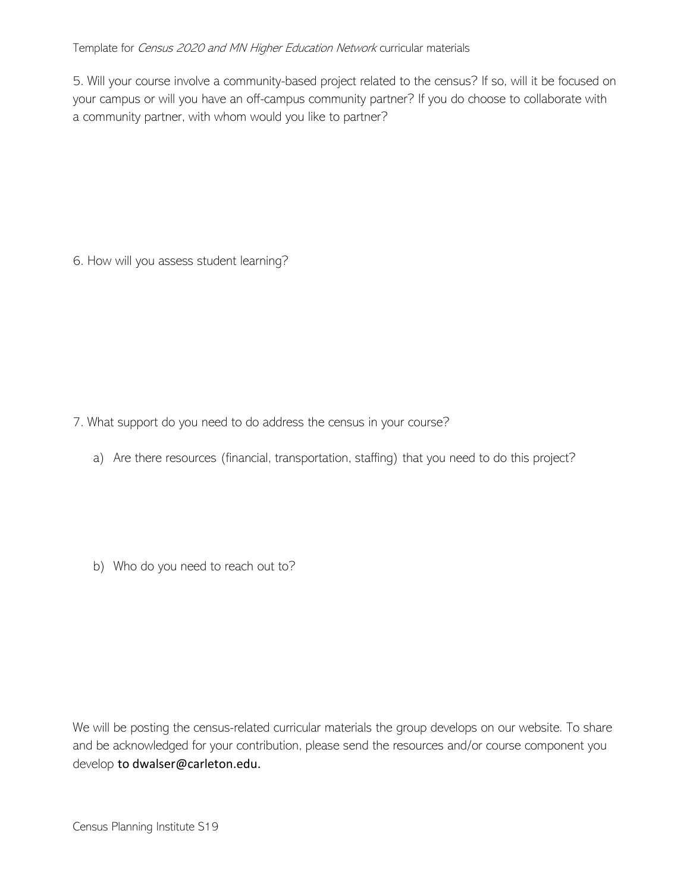5. Will your course involve a community-based project related to the census? If so, will it be focused on your campus or will you have an off-campus community partner? If you do choose to collaborate with a community partner, with whom would you like to partner?

6. How will you assess student learning?

7. What support do you need to do address the census in your course?

   a) Are there resources (financial, transportation, staffing) that you need to do this project?

   b) Who do you need to reach out to?

We will be posting the census-related curricular materials the group develops on our website. To share and be acknowledged for your contribution, please send the resources and/or course component you develop to dwalser@carleton.edu.